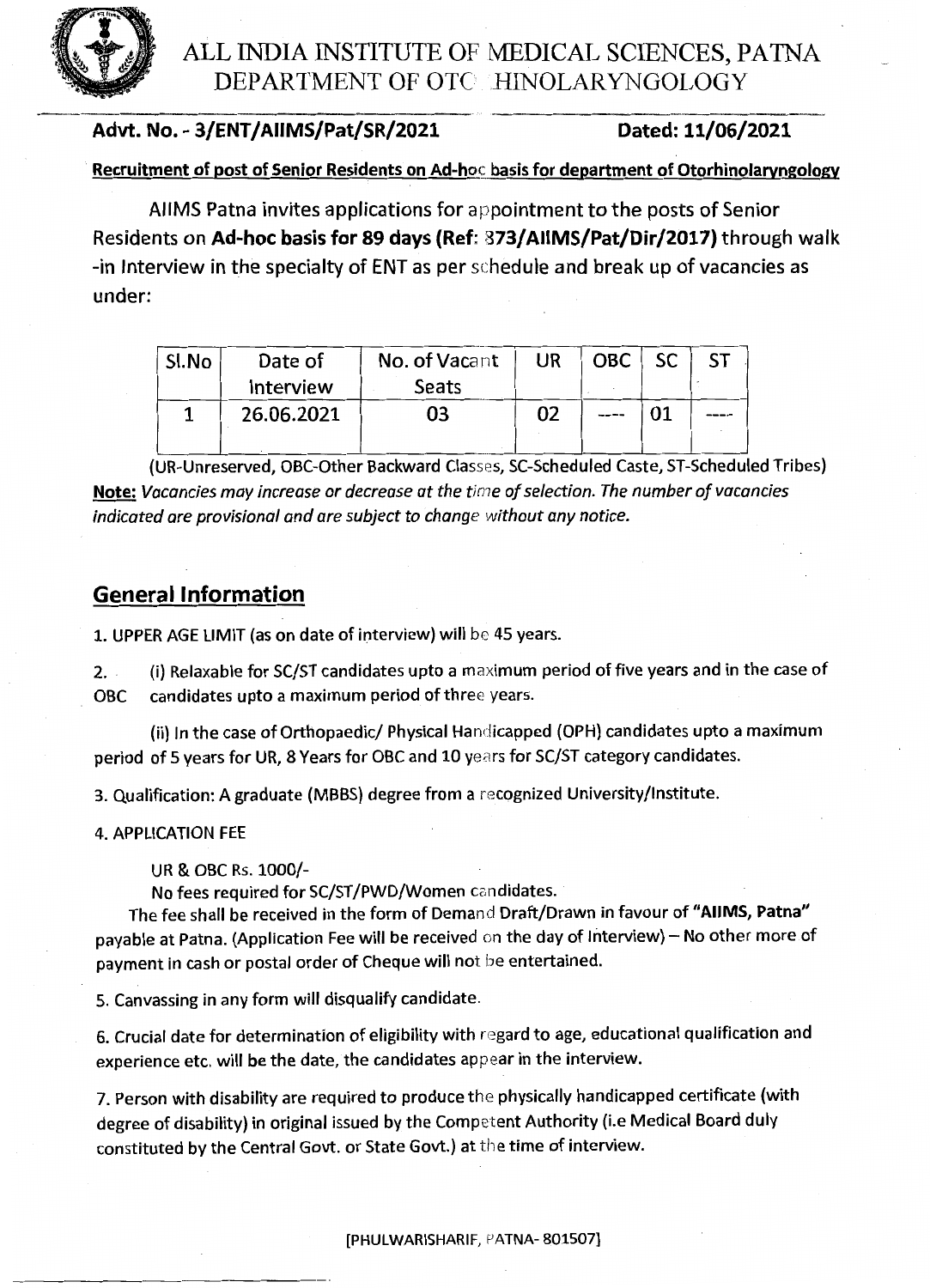# ALL INDIA INSTITUTE OF MEDICAL SCIENCES, PATNA
## DEPARTMENT OF OTORHINOLARYNGOLOGY

**Advt. No. - 3/ENT/AIIMS/Pat/SR/2021** **Dated: 11/06/2021**

**Recruitment of post of Senior Residents on Ad-hoc basis for department of Otorhinolaryngology**

AIIMS Patna invites applications for appointment to the posts of Senior Residents on **Ad-hoc basis for 89 days (Ref: 373/AIIMS/Pat/Dir/2017)** through walk -in Interview in the specialty of ENT as per schedule and break up of vacancies as under:

| Sl.No | Date of Interview | No. of Vacant Seats | UR | OBC | SC | ST |
|---|---|---|---|---|---|---|
| 1 | 26.06.2021 | 03 | 02 | ---- | 01 | ---- |

(UR-Unreserved, OBC-Other Backward Classes, SC-Scheduled Caste, ST-Scheduled Tribes)

**Note:** *Vacancies may increase or decrease at the time of selection. The number of vacancies indicated are provisional and are subject to change without any notice.*

## General Information

1. UPPER AGE LIMIT (as on date of interview) will be 45 years.

2. (i) Relaxable for SC/ST candidates upto a maximum period of five years and in the case of OBC candidates upto a maximum period of three years.

   (ii) In the case of Orthopaedic/ Physical Handicapped (OPH) candidates upto a maximum period of 5 years for UR, 8 Years for OBC and 10 years for SC/ST category candidates.

3. Qualification: A graduate (MBBS) degree from a recognized University/Institute.

4. APPLICATION FEE

   UR & OBC Rs. 1000/-

   No fees required for SC/ST/PWD/Women candidates.

   The fee shall be received in the form of Demand Draft/Drawn in favour of **"AIIMS, Patna"** payable at Patna. (Application Fee will be received on the day of Interview) – No other more of payment in cash or postal order of Cheque will not be entertained.

5. Canvassing in any form will disqualify candidate.

6. Crucial date for determination of eligibility with regard to age, educational qualification and experience etc. will be the date, the candidates appear in the interview.

7. Person with disability are required to produce the physically handicapped certificate (with degree of disability) in original issued by the Competent Authority (i.e Medical Board duly constituted by the Central Govt. or State Govt.) at the time of interview.

[PHULWARISHARIF, PATNA- 801507]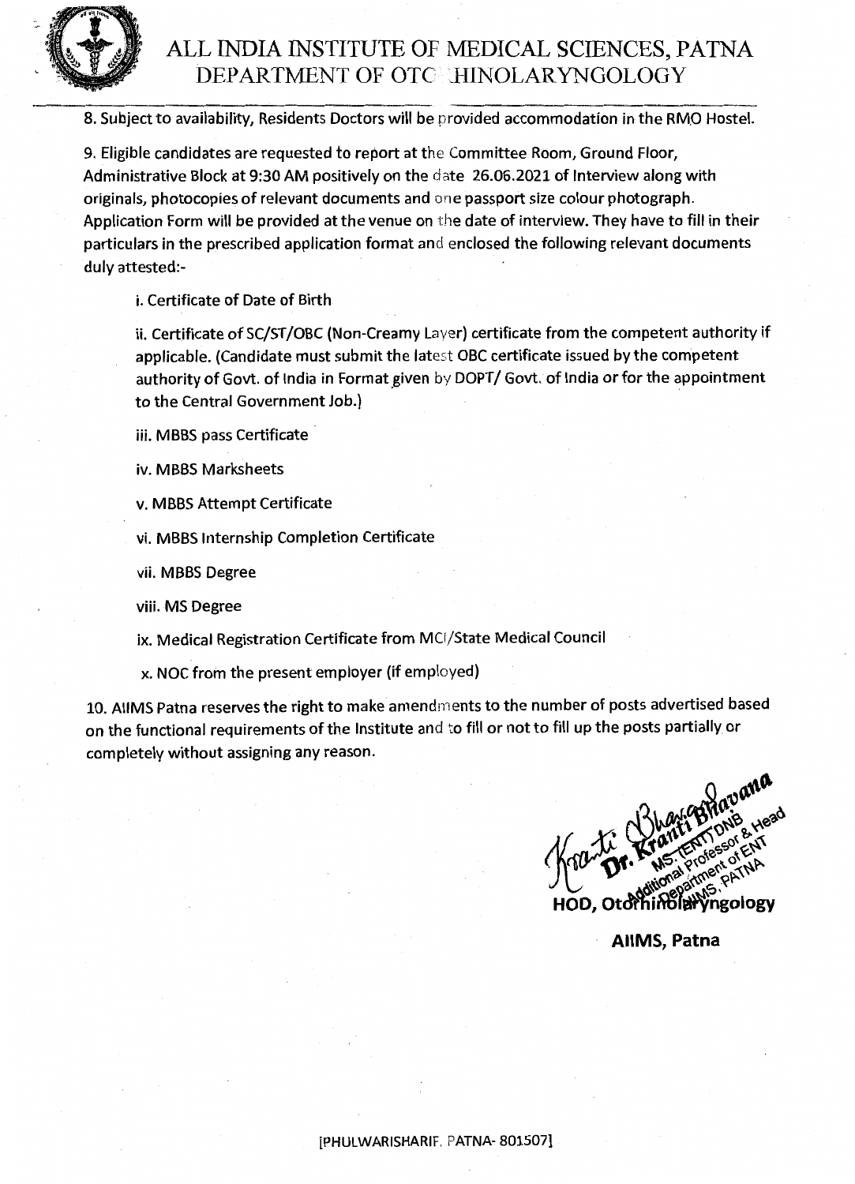# ALL INDIA INSTITUTE OF MEDICAL SCIENCES, PATNA

## DEPARTMENT OF OTORHINOLARYNGOLOGY

8. Subject to availability, Residents Doctors will be provided accommodation in the RMO Hostel.

9. Eligible candidates are requested to report at the Committee Room, Ground Floor, Administrative Block at 9:30 AM positively on the date 26.06.2021 of Interview along with originals, photocopies of relevant documents and one passport size colour photograph. Application Form will be provided at the venue on the date of interview. They have to fill in their particulars in the prescribed application format and enclosed the following relevant documents duly attested:-

    i. Certificate of Date of Birth

    ii. Certificate of SC/ST/OBC (Non-Creamy Layer) certificate from the competent authority if applicable. (Candidate must submit the latest OBC certificate issued by the competent authority of Govt. of India in Format given by DOPT/ Govt. of India or for the appointment to the Central Government Job.)

    iii. MBBS pass Certificate

    iv. MBBS Marksheets

    v. MBBS Attempt Certificate

    vi. MBBS Internship Completion Certificate

    vii. MBBS Degree

    viii. MS Degree

    ix. Medical Registration Certificate from MCI/State Medical Council

    x. NOC from the present employer (if employed)

10. AIIMS Patna reserves the right to make amendments to the number of posts advertised based on the functional requirements of the Institute and to fill or not to fill up the posts partially or completely without assigning any reason.

Kranti Bhavana

Dr. Kranti Bhavana
MS (ENT) DNB
Additional Professor & Head
Department of ENT
AIIMS, PATNA

**HOD, Otorhinolaryngology**

**AIIMS, Patna**

[PHULWARISHARIF, PATNA- 801507]